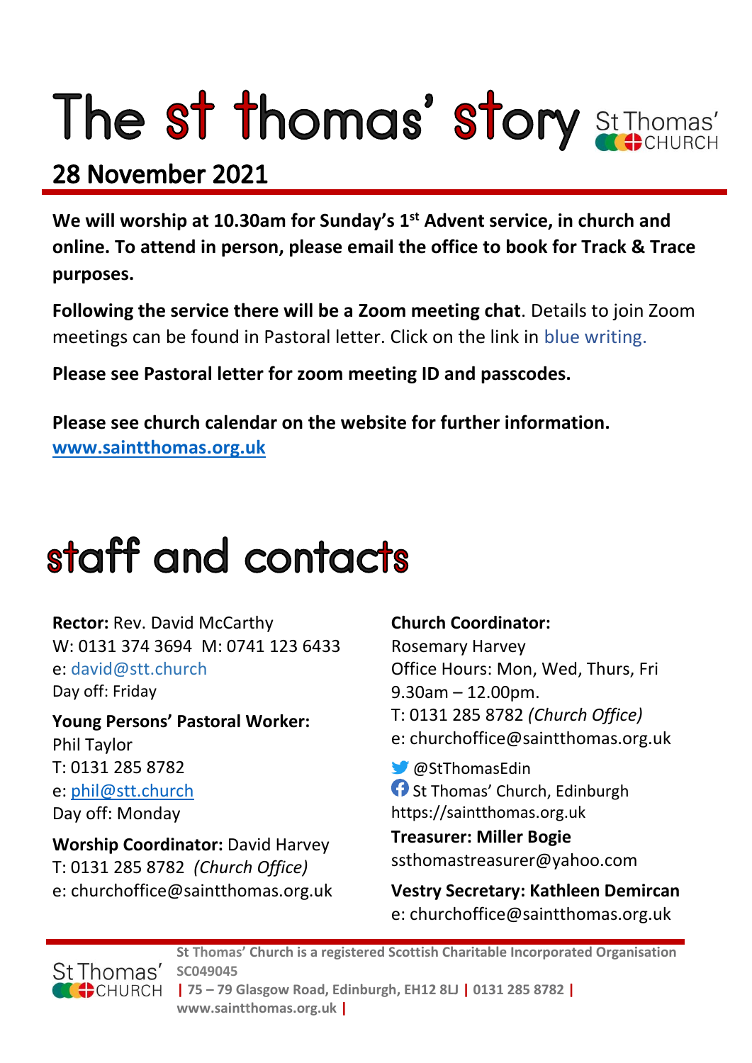# The st thomas' story

St Thomas' CHURCH

## 28 November 2021

**We will worship at 10.30am for Sunday's 1st Advent service, in church and online. To attend in person, please email the office to book for Track & Trace purposes.**

**Following the service there will be a Zoom meeting chat**. Details to join Zoom meetings can be found in Pastoral letter. Click on the link in blue writing.

**Please see Pastoral letter for zoom meeting ID and passcodes.**

**Please see church calendar on the website for further information.**
**www.saintthomas.org.uk**

# staff and contacts

**Rector:** Rev. David McCarthy
W: 0131 374 3694 M: 0741 123 6433
e: david@stt.church
Day off: Friday

**Young Persons' Pastoral Worker:**
Phil Taylor
T: 0131 285 8782
e: phil@stt.church
Day off: Monday

**Worship Coordinator:** David Harvey
T: 0131 285 8782 *(Church Office)*
e: churchoffice@saintthomas.org.uk

**Church Coordinator:**
Rosemary Harvey
Office Hours: Mon, Wed, Thurs, Fri
9.30am – 12.00pm.
T: 0131 285 8782 *(Church Office)*
e: churchoffice@saintthomas.org.uk

@StThomasEdin
St Thomas' Church, Edinburgh
https://saintthomas.org.uk

**Treasurer: Miller Bogie**
ssthomastreasurer@yahoo.com

**Vestry Secretary: Kathleen Demircan**
e: churchoffice@saintthomas.org.uk

**St Thomas' Church is a registered Scottish Charitable Incorporated Organisation SC049045 | 75 – 79 Glasgow Road, Edinburgh, EH12 8LJ | 0131 285 8782 | www.saintthomas.org.uk |**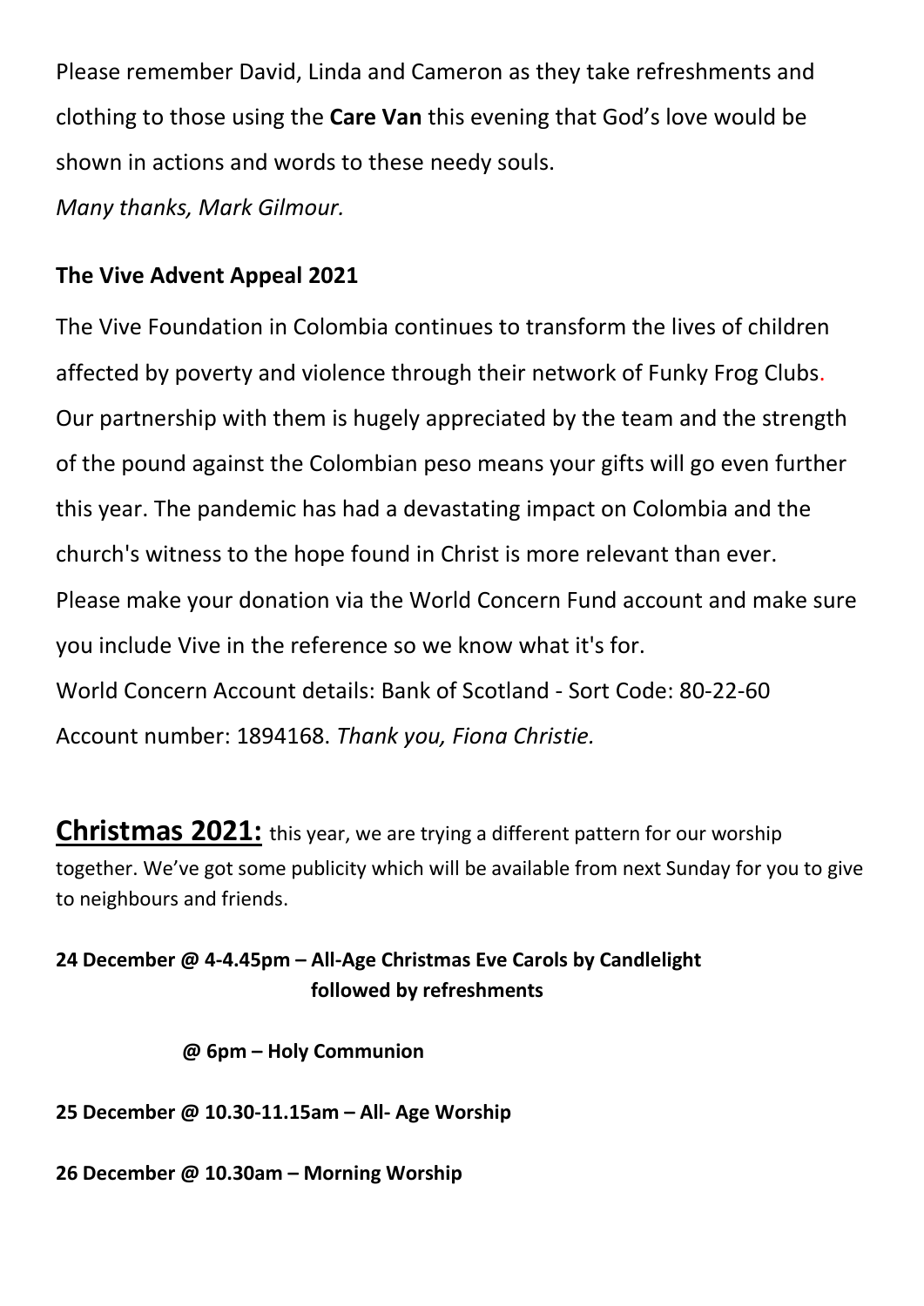Please remember David, Linda and Cameron as they take refreshments and clothing to those using the **Care Van** this evening that God's love would be shown in actions and words to these needy souls.
*Many thanks, Mark Gilmour.*

**The Vive Advent Appeal 2021**

The Vive Foundation in Colombia continues to transform the lives of children affected by poverty and violence through their network of Funky Frog Clubs. Our partnership with them is hugely appreciated by the team and the strength of the pound against the Colombian peso means your gifts will go even further this year. The pandemic has had a devastating impact on Colombia and the church's witness to the hope found in Christ is more relevant than ever. Please make your donation via the World Concern Fund account and make sure you include Vive in the reference so we know what it's for.
World Concern Account details: Bank of Scotland - Sort Code: 80-22-60
Account number: 1894168. *Thank you, Fiona Christie.*

**Christmas 2021:** this year, we are trying a different pattern for our worship together. We've got some publicity which will be available from next Sunday for you to give to neighbours and friends.

**24 December @ 4-4.45pm – All-Age Christmas Eve Carols by Candlelight followed by refreshments**

**@ 6pm – Holy Communion**

**25 December @ 10.30-11.15am – All- Age Worship**

**26 December @ 10.30am – Morning Worship**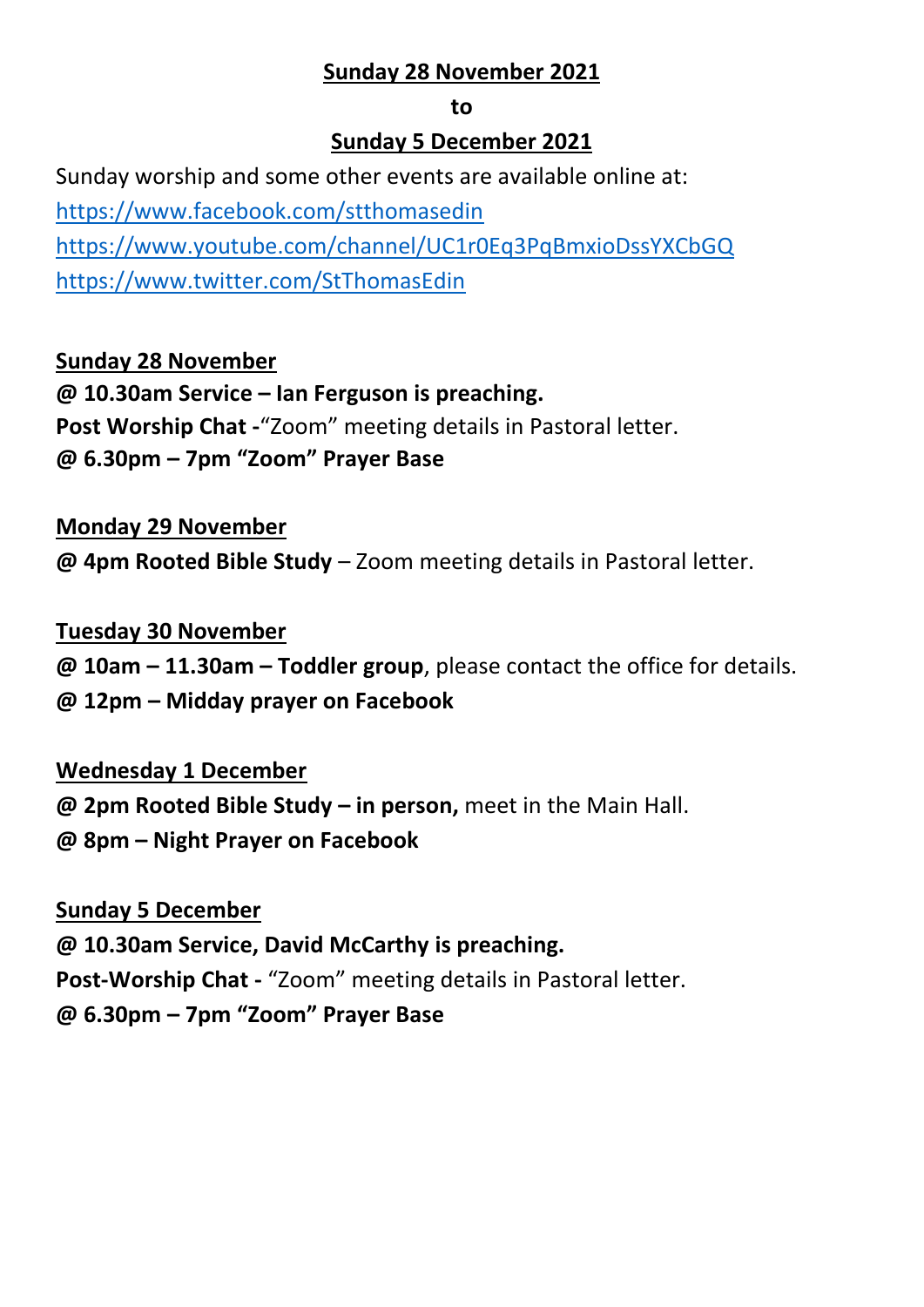**Sunday 28 November 2021**

**to**

**Sunday 5 December 2021**

Sunday worship and some other events are available online at:

https://www.facebook.com/stthomasedin

https://www.youtube.com/channel/UC1r0Eq3PqBmxioDssYXCbGQ

https://www.twitter.com/StThomasEdin

**Sunday 28 November**

**@ 10.30am Service – Ian Ferguson is preaching.**

**Post Worship Chat -**“Zoom” meeting details in Pastoral letter.

**@ 6.30pm – 7pm “Zoom” Prayer Base**

**Monday 29 November**

**@ 4pm Rooted Bible Study** – Zoom meeting details in Pastoral letter.

**Tuesday 30 November**

**@ 10am – 11.30am – Toddler group**, please contact the office for details.

**@ 12pm – Midday prayer on Facebook**

**Wednesday 1 December**

**@ 2pm Rooted Bible Study – in person,** meet in the Main Hall.

**@ 8pm – Night Prayer on Facebook**

**Sunday 5 December**

**@ 10.30am Service, David McCarthy is preaching.**

**Post-Worship Chat -** “Zoom” meeting details in Pastoral letter.

**@ 6.30pm – 7pm “Zoom” Prayer Base**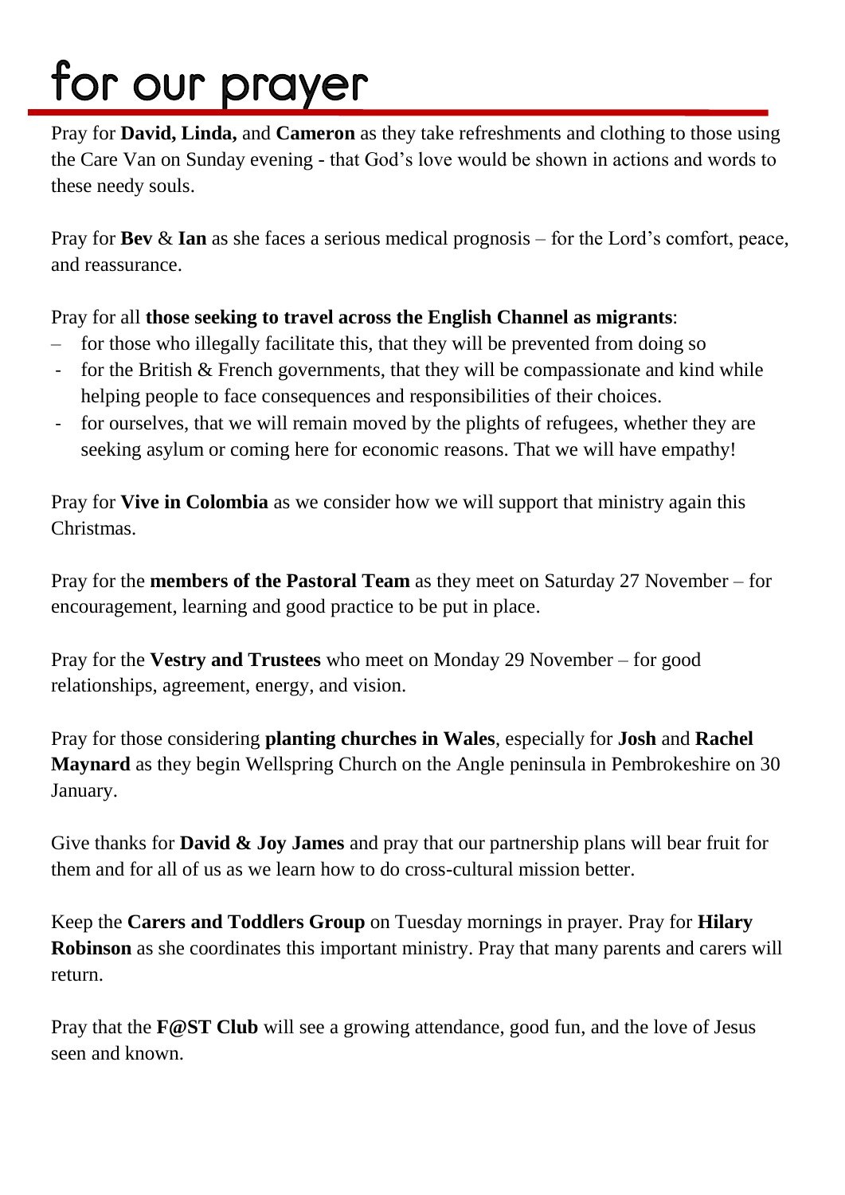# for our prayer

Pray for **David, Linda,** and **Cameron** as they take refreshments and clothing to those using the Care Van on Sunday evening - that God's love would be shown in actions and words to these needy souls.

Pray for **Bev** & **Ian** as she faces a serious medical prognosis – for the Lord's comfort, peace, and reassurance.

Pray for all **those seeking to travel across the English Channel as migrants**:

- for those who illegally facilitate this, that they will be prevented from doing so
- for the British & French governments, that they will be compassionate and kind while helping people to face consequences and responsibilities of their choices.
- for ourselves, that we will remain moved by the plights of refugees, whether they are seeking asylum or coming here for economic reasons. That we will have empathy!

Pray for **Vive in Colombia** as we consider how we will support that ministry again this Christmas.

Pray for the **members of the Pastoral Team** as they meet on Saturday 27 November – for encouragement, learning and good practice to be put in place.

Pray for the **Vestry and Trustees** who meet on Monday 29 November – for good relationships, agreement, energy, and vision.

Pray for those considering **planting churches in Wales**, especially for **Josh** and **Rachel Maynard** as they begin Wellspring Church on the Angle peninsula in Pembrokeshire on 30 January.

Give thanks for **David & Joy James** and pray that our partnership plans will bear fruit for them and for all of us as we learn how to do cross-cultural mission better.

Keep the **Carers and Toddlers Group** on Tuesday mornings in prayer. Pray for **Hilary Robinson** as she coordinates this important ministry. Pray that many parents and carers will return.

Pray that the **F@ST Club** will see a growing attendance, good fun, and the love of Jesus seen and known.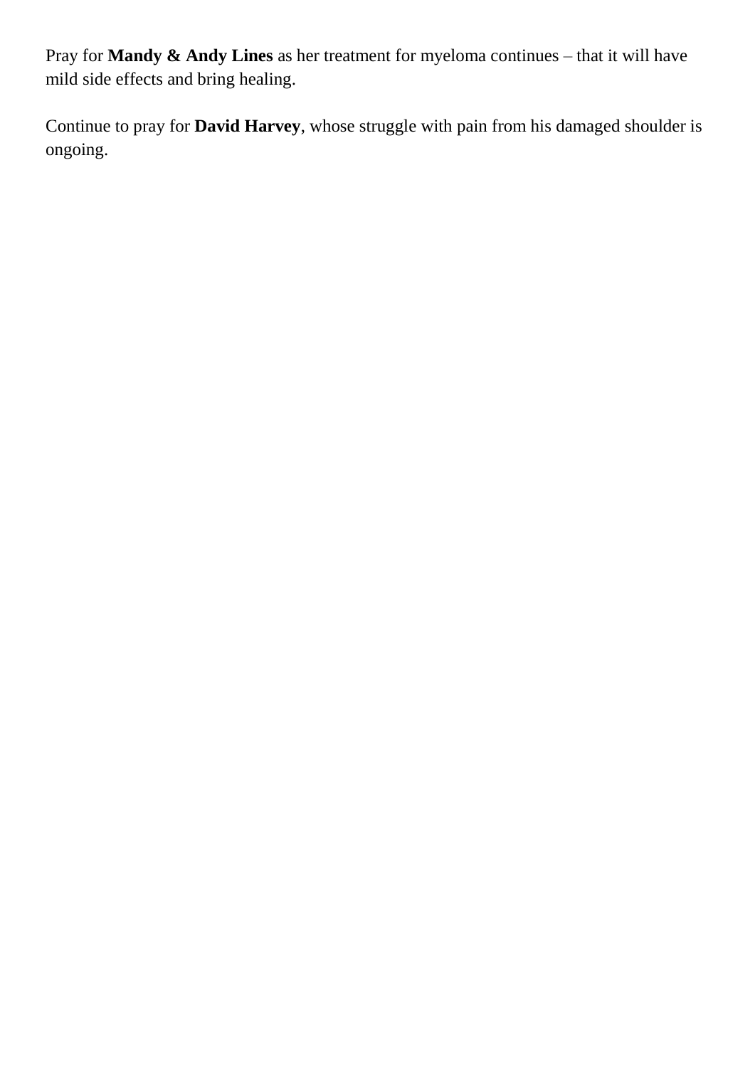Pray for **Mandy & Andy Lines** as her treatment for myeloma continues – that it will have mild side effects and bring healing.

Continue to pray for **David Harvey**, whose struggle with pain from his damaged shoulder is ongoing.